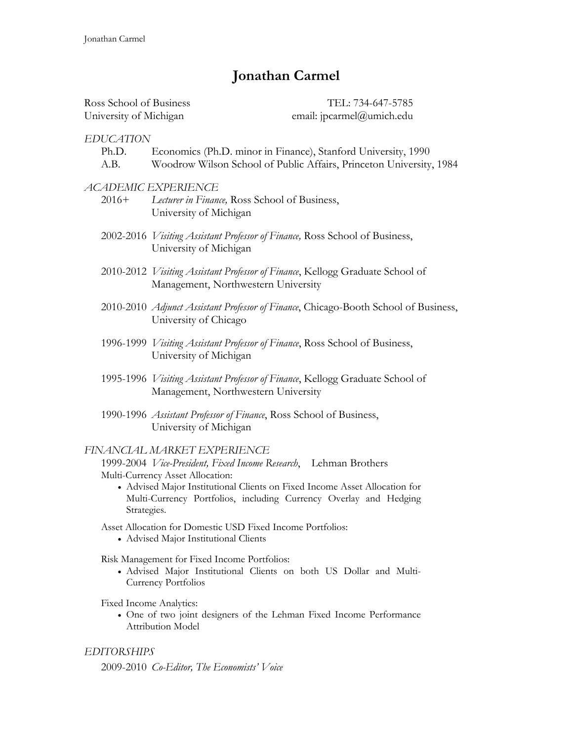# Jonathan Carmel

Ross School of Business
University of Michigan

TEL: 734-647-5785
email: jpcarmel@umich.edu

## *EDUCATION*

- Ph.D. Economics (Ph.D. minor in Finance), Stanford University, 1990
- A.B. Woodrow Wilson School of Public Affairs, Princeton University, 1984

## *ACADEMIC EXPERIENCE*

2016+ *Lecturer in Finance,* Ross School of Business, University of Michigan

2002-2016 *Visiting Assistant Professor of Finance,* Ross School of Business, University of Michigan

2010-2012 *Visiting Assistant Professor of Finance*, Kellogg Graduate School of Management, Northwestern University

2010-2010 *Adjunct Assistant Professor of Finance*, Chicago-Booth School of Business, University of Chicago

1996-1999 *Visiting Assistant Professor of Finance*, Ross School of Business, University of Michigan

1995-1996 *Visiting Assistant Professor of Finance*, Kellogg Graduate School of Management, Northwestern University

1990-1996 *Assistant Professor of Finance*, Ross School of Business, University of Michigan

## *FINANCIAL MARKET EXPERIENCE*

1999-2004 *Vice-President, Fixed Income Research*, Lehman Brothers

Multi-Currency Asset Allocation:

- Advised Major Institutional Clients on Fixed Income Asset Allocation for Multi-Currency Portfolios, including Currency Overlay and Hedging Strategies.

Asset Allocation for Domestic USD Fixed Income Portfolios:

- Advised Major Institutional Clients

Risk Management for Fixed Income Portfolios:

- Advised Major Institutional Clients on both US Dollar and Multi-Currency Portfolios

Fixed Income Analytics:

- One of two joint designers of the Lehman Fixed Income Performance Attribution Model

## *EDITORSHIPS*

2009-2010 *Co-Editor, The Economists' Voice*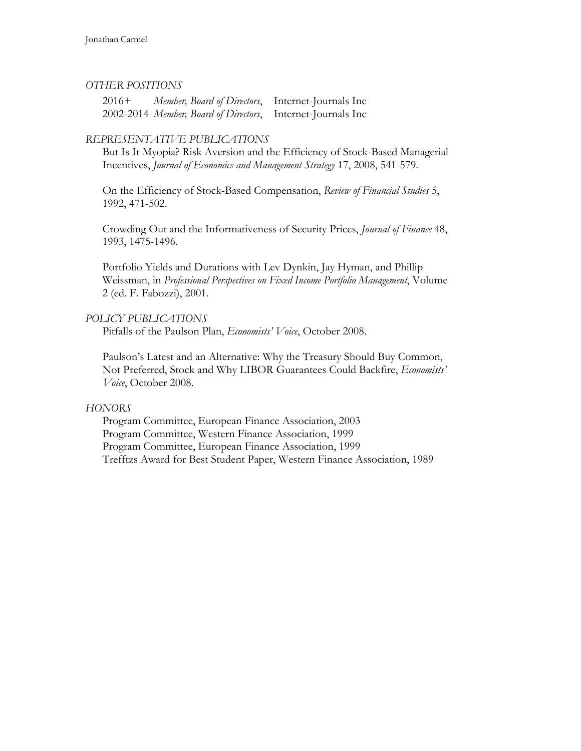### *OTHER POSITIONS*

2016+ *Member, Board of Directors*, Internet-Journals Inc
2002-2014 *Member, Board of Directors*, Internet-Journals Inc

### *REPRESENTATIVE PUBLICATIONS*

But Is It Myopia? Risk Aversion and the Efficiency of Stock-Based Managerial Incentives, *Journal of Economics and Management Strategy* 17, 2008, 541-579.

On the Efficiency of Stock-Based Compensation, *Review of Financial Studies* 5, 1992, 471-502.

Crowding Out and the Informativeness of Security Prices, *Journal of Finance* 48, 1993, 1475-1496.

Portfolio Yields and Durations with Lev Dynkin, Jay Hyman, and Phillip Weissman, in *Professional Perspectives on Fixed Income Portfolio Management*, Volume 2 (ed. F. Fabozzi), 2001.

### *POLICY PUBLICATIONS*

Pitfalls of the Paulson Plan, *Economists' Voice*, October 2008.

Paulson's Latest and an Alternative: Why the Treasury Should Buy Common, Not Preferred, Stock and Why LIBOR Guarantees Could Backfire, *Economists' Voice*, October 2008.

### *HONORS*

Program Committee, European Finance Association, 2003
Program Committee, Western Finance Association, 1999
Program Committee, European Finance Association, 1999
Trefftzs Award for Best Student Paper, Western Finance Association, 1989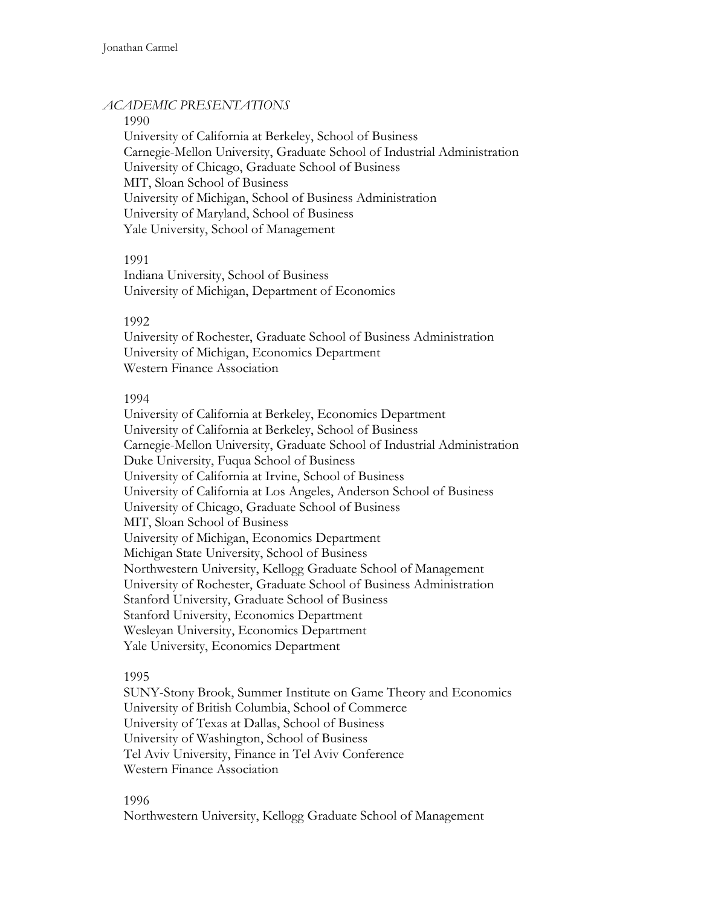*ACADEMIC PRESENTATIONS*

1990

University of California at Berkeley, School of Business
Carnegie-Mellon University, Graduate School of Industrial Administration
University of Chicago, Graduate School of Business
MIT, Sloan School of Business
University of Michigan, School of Business Administration
University of Maryland, School of Business
Yale University, School of Management

1991

Indiana University, School of Business
University of Michigan, Department of Economics

1992

University of Rochester, Graduate School of Business Administration
University of Michigan, Economics Department
Western Finance Association

1994

University of California at Berkeley, Economics Department
University of California at Berkeley, School of Business
Carnegie-Mellon University, Graduate School of Industrial Administration
Duke University, Fuqua School of Business
University of California at Irvine, School of Business
University of California at Los Angeles, Anderson School of Business
University of Chicago, Graduate School of Business
MIT, Sloan School of Business
University of Michigan, Economics Department
Michigan State University, School of Business
Northwestern University, Kellogg Graduate School of Management
University of Rochester, Graduate School of Business Administration
Stanford University, Graduate School of Business
Stanford University, Economics Department
Wesleyan University, Economics Department
Yale University, Economics Department

1995

SUNY-Stony Brook, Summer Institute on Game Theory and Economics
University of British Columbia, School of Commerce
University of Texas at Dallas, School of Business
University of Washington, School of Business
Tel Aviv University, Finance in Tel Aviv Conference
Western Finance Association

1996

Northwestern University, Kellogg Graduate School of Management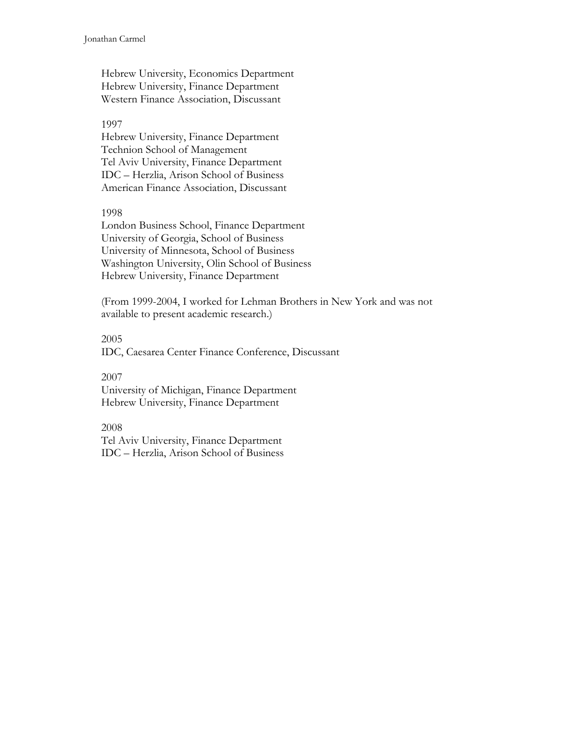Hebrew University, Economics Department
Hebrew University, Finance Department
Western Finance Association, Discussant

1997
Hebrew University, Finance Department
Technion School of Management
Tel Aviv University, Finance Department
IDC – Herzlia, Arison School of Business
American Finance Association, Discussant

1998
London Business School, Finance Department
University of Georgia, School of Business
University of Minnesota, School of Business
Washington University, Olin School of Business
Hebrew University, Finance Department

(From 1999-2004, I worked for Lehman Brothers in New York and was not available to present academic research.)

2005
IDC, Caesarea Center Finance Conference, Discussant

2007
University of Michigan, Finance Department
Hebrew University, Finance Department

2008
Tel Aviv University, Finance Department
IDC – Herzlia, Arison School of Business